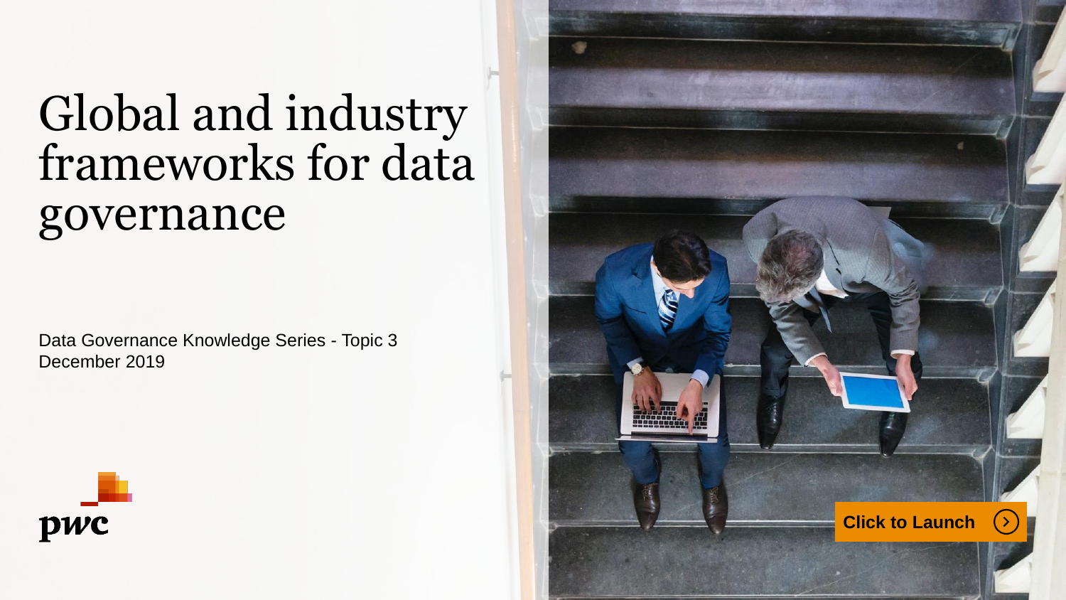# Global and industry frameworks for data governance

Data Governance Knowledge Series - Topic 3
December 2019

pwc

Click to Launch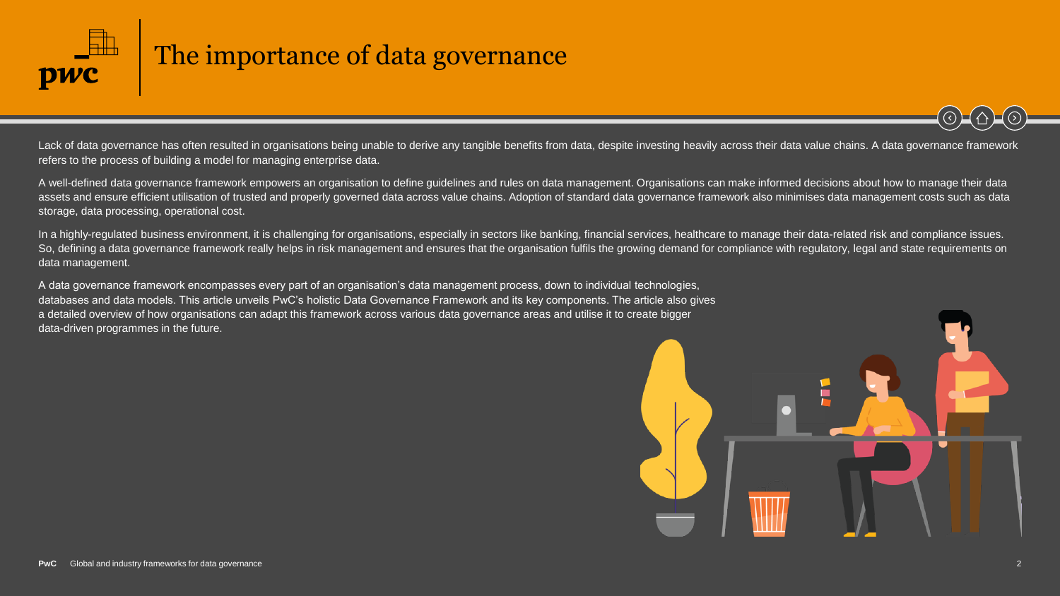# The importance of data governance

Lack of data governance has often resulted in organisations being unable to derive any tangible benefits from data, despite investing heavily across their data value chains. A data governance framework refers to the process of building a model for managing enterprise data.

A well-defined data governance framework empowers an organisation to define guidelines and rules on data management. Organisations can make informed decisions about how to manage their data assets and ensure efficient utilisation of trusted and properly governed data across value chains. Adoption of standard data governance framework also minimises data management costs such as data storage, data processing, operational cost.

In a highly-regulated business environment, it is challenging for organisations, especially in sectors like banking, financial services, healthcare to manage their data-related risk and compliance issues. So, defining a data governance framework really helps in risk management and ensures that the organisation fulfils the growing demand for compliance with regulatory, legal and state requirements on data management.

A data governance framework encompasses every part of an organisation's data management process, down to individual technologies, databases and data models. This article unveils PwC's holistic Data Governance Framework and its key components. The article also gives a detailed overview of how organisations can adapt this framework across various data governance areas and utilise it to create bigger data-driven programmes in the future.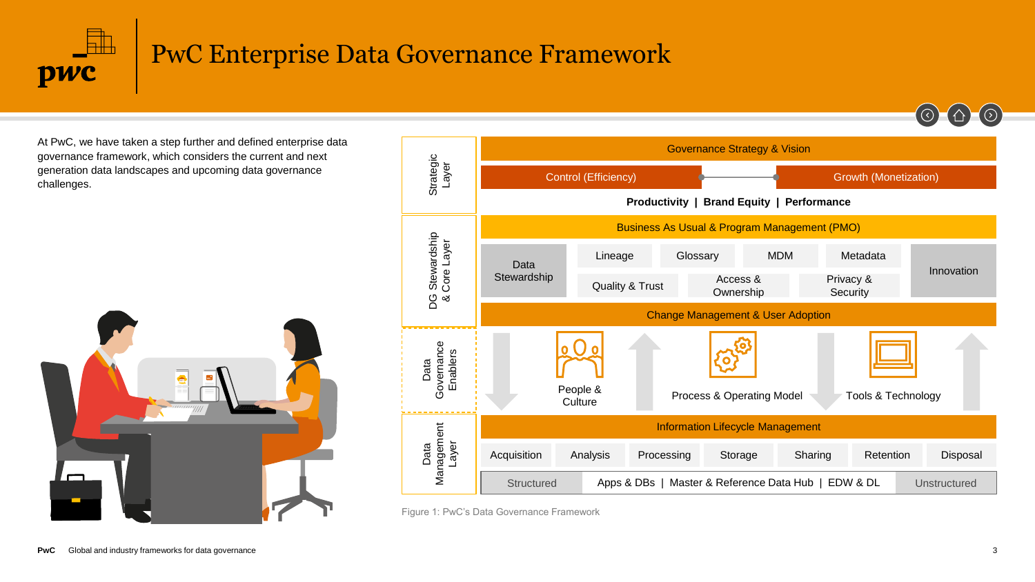# PwC Enterprise Data Governance Framework

At PwC, we have taken a step further and defined enterprise data governance framework, which considers the current and next generation data landscapes and upcoming data governance challenges.

**Strategic Layer**

- Governance Strategy & Vision
- Control (Efficiency) — Growth (Monetization)
- **Productivity | Brand Equity | Performance**

**DG Stewardship & Core Layer**

- Business As Usual & Program Management (PMO)
- Data Stewardship
- Lineage
- Glossary
- MDM
- Metadata
- Quality & Trust
- Access & Ownership
- Privacy & Security
- Innovation
- Change Management & User Adoption

**Data Governance Enablers**

- People & Culture
- Process & Operating Model
- Tools & Technology

**Data Management Layer**

- Information Lifecycle Management
- Acquisition
- Analysis
- Processing
- Storage
- Sharing
- Retention
- Disposal
- Structured — Apps & DBs | Master & Reference Data Hub | EDW & DL — Unstructured

Figure 1: PwC's Data Governance Framework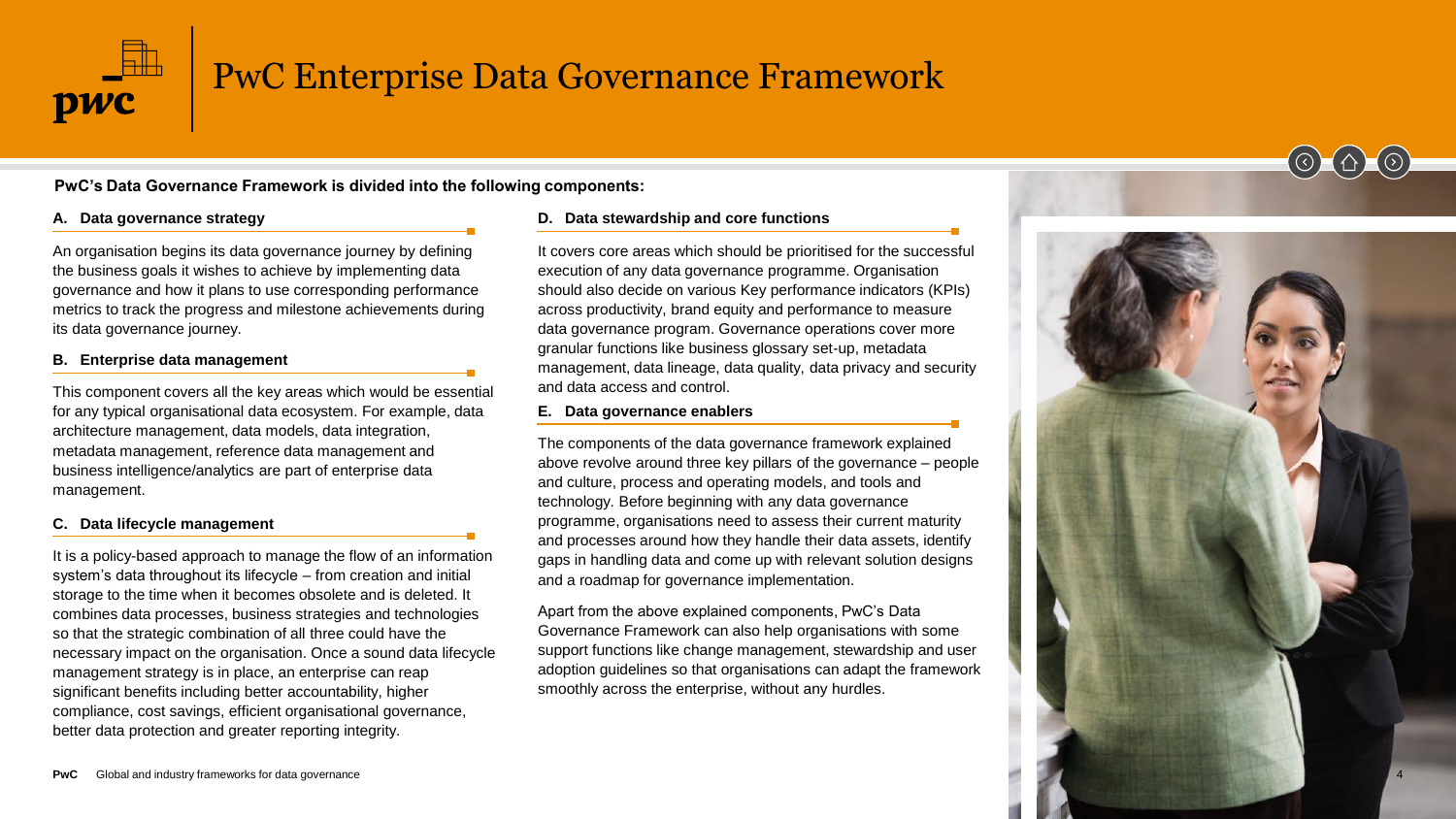# PwC Enterprise Data Governance Framework

**PwC's Data Governance Framework is divided into the following components:**

### A. Data governance strategy

An organisation begins its data governance journey by defining the business goals it wishes to achieve by implementing data governance and how it plans to use corresponding performance metrics to track the progress and milestone achievements during its data governance journey.

### B. Enterprise data management

This component covers all the key areas which would be essential for any typical organisational data ecosystem. For example, data architecture management, data models, data integration, metadata management, reference data management and business intelligence/analytics are part of enterprise data management.

### C. Data lifecycle management

It is a policy-based approach to manage the flow of an information system's data throughout its lifecycle – from creation and initial storage to the time when it becomes obsolete and is deleted. It combines data processes, business strategies and technologies so that the strategic combination of all three could have the necessary impact on the organisation. Once a sound data lifecycle management strategy is in place, an enterprise can reap significant benefits including better accountability, higher compliance, cost savings, efficient organisational governance, better data protection and greater reporting integrity.

### D. Data stewardship and core functions

It covers core areas which should be prioritised for the successful execution of any data governance programme. Organisation should also decide on various Key performance indicators (KPIs) across productivity, brand equity and performance to measure data governance program. Governance operations cover more granular functions like business glossary set-up, metadata management, data lineage, data quality, data privacy and security and data access and control.

### E. Data governance enablers

The components of the data governance framework explained above revolve around three key pillars of the governance – people and culture, process and operating models, and tools and technology. Before beginning with any data governance programme, organisations need to assess their current maturity and processes around how they handle their data assets, identify gaps in handling data and come up with relevant solution designs and a roadmap for governance implementation.

Apart from the above explained components, PwC's Data Governance Framework can also help organisations with some support functions like change management, stewardship and user adoption guidelines so that organisations can adapt the framework smoothly across the enterprise, without any hurdles.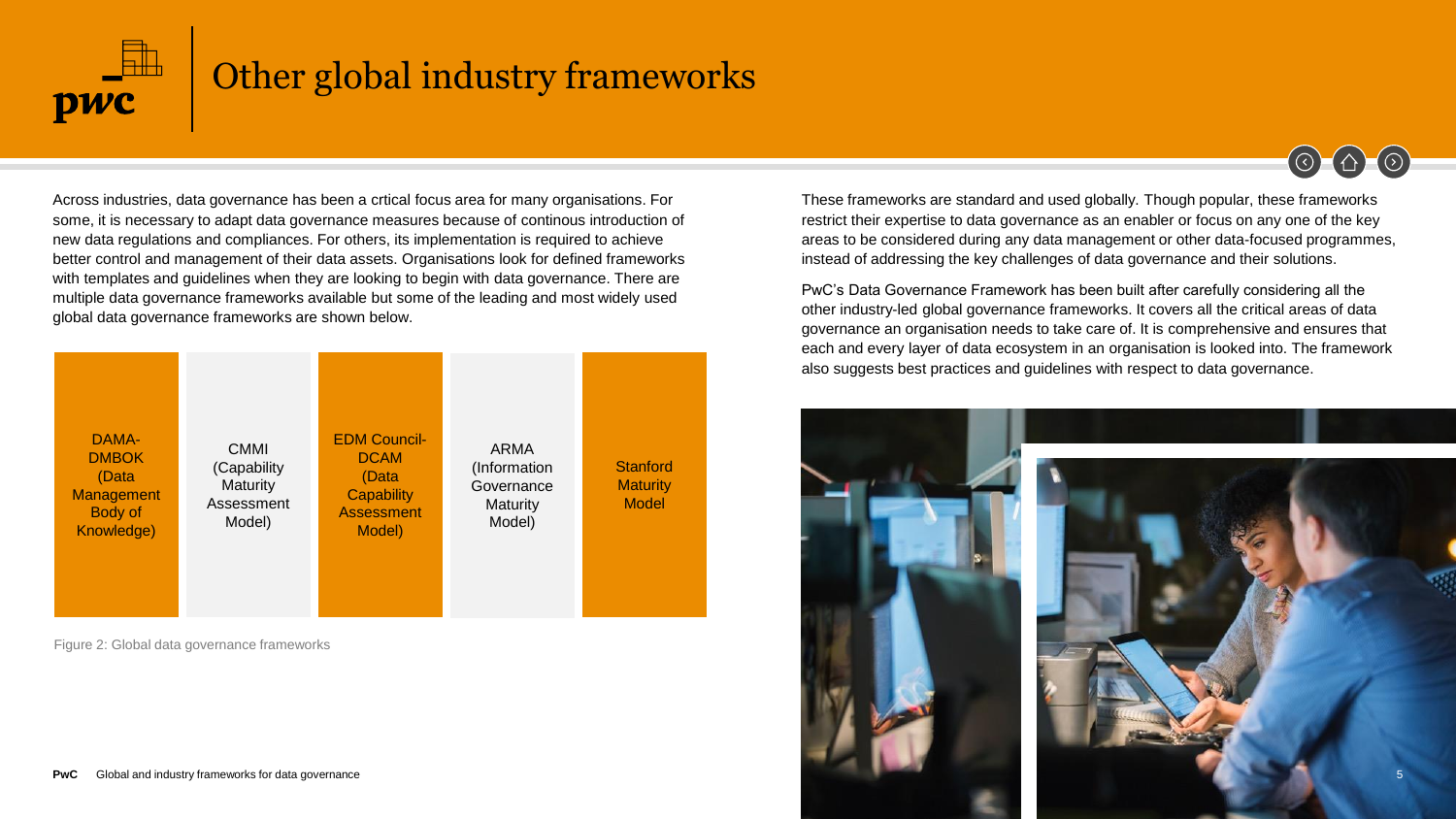# Other global industry frameworks

Across industries, data governance has been a crtical focus area for many organisations. For some, it is necessary to adapt data governance measures because of continous introduction of new data regulations and compliances. For others, its implementation is required to achieve better control and management of their data assets. Organisations look for defined frameworks with templates and guidelines when they are looking to begin with data governance. There are multiple data governance frameworks available but some of the leading and most widely used global data governance frameworks are shown below.

| DAMA-DMBOK (Data Management Body of Knowledge) | CMMI (Capability Maturity Assessment Model) | EDM Council-DCAM (Data Capability Assessment Model) | ARMA (Information Governance Maturity Model) | Stanford Maturity Model |
|---|---|---|---|---|

Figure 2: Global data governance frameworks

These frameworks are standard and used globally. Though popular, these frameworks restrict their expertise to data governance as an enabler or focus on any one of the key areas to be considered during any data management or other data-focused programmes, instead of addressing the key challenges of data governance and their solutions.

PwC's Data Governance Framework has been built after carefully considering all the other industry-led global governance frameworks. It covers all the critical areas of data governance an organisation needs to take care of. It is comprehensive and ensures that each and every layer of data ecosystem in an organisation is looked into. The framework also suggests best practices and guidelines with respect to data governance.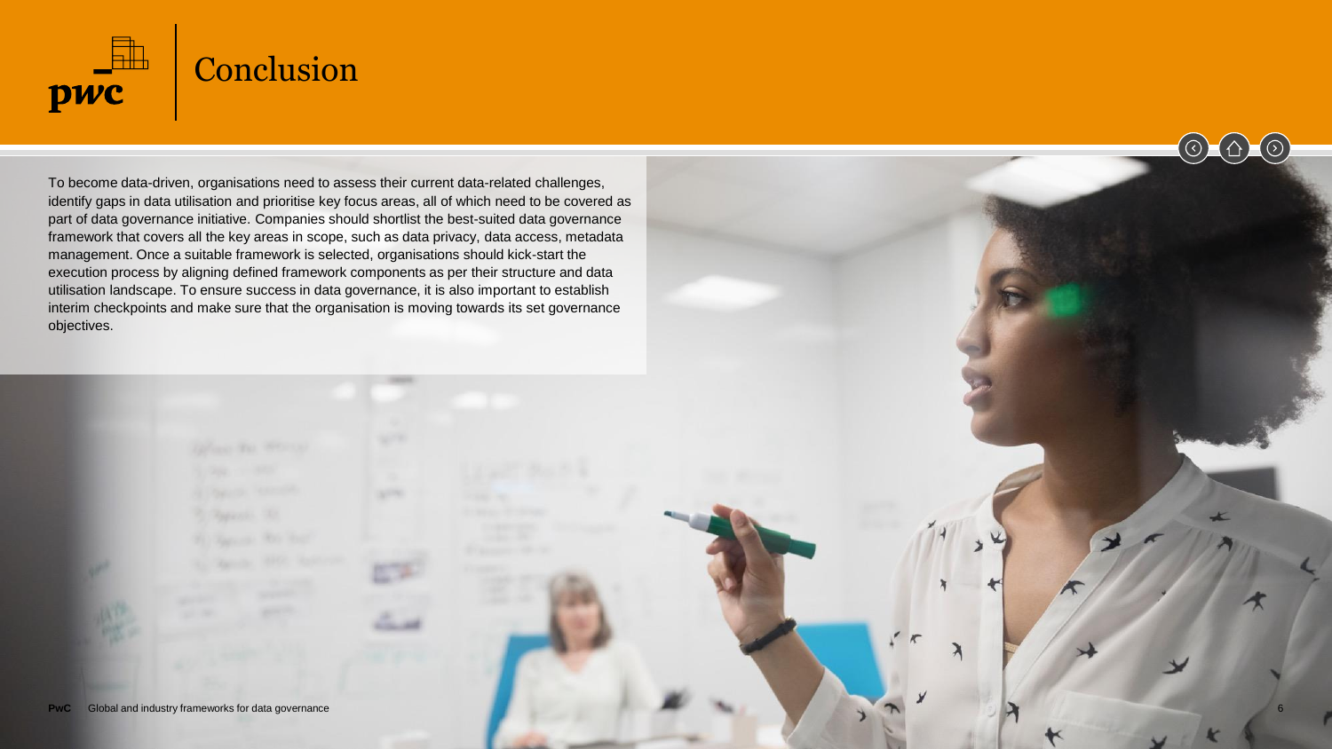# Conclusion

To become data-driven, organisations need to assess their current data-related challenges, identify gaps in data utilisation and prioritise key focus areas, all of which need to be covered as part of data governance initiative. Companies should shortlist the best-suited data governance framework that covers all the key areas in scope, such as data privacy, data access, metadata management. Once a suitable framework is selected, organisations should kick-start the execution process by aligning defined framework components as per their structure and data utilisation landscape. To ensure success in data governance, it is also important to establish interim checkpoints and make sure that the organisation is moving towards its set governance objectives.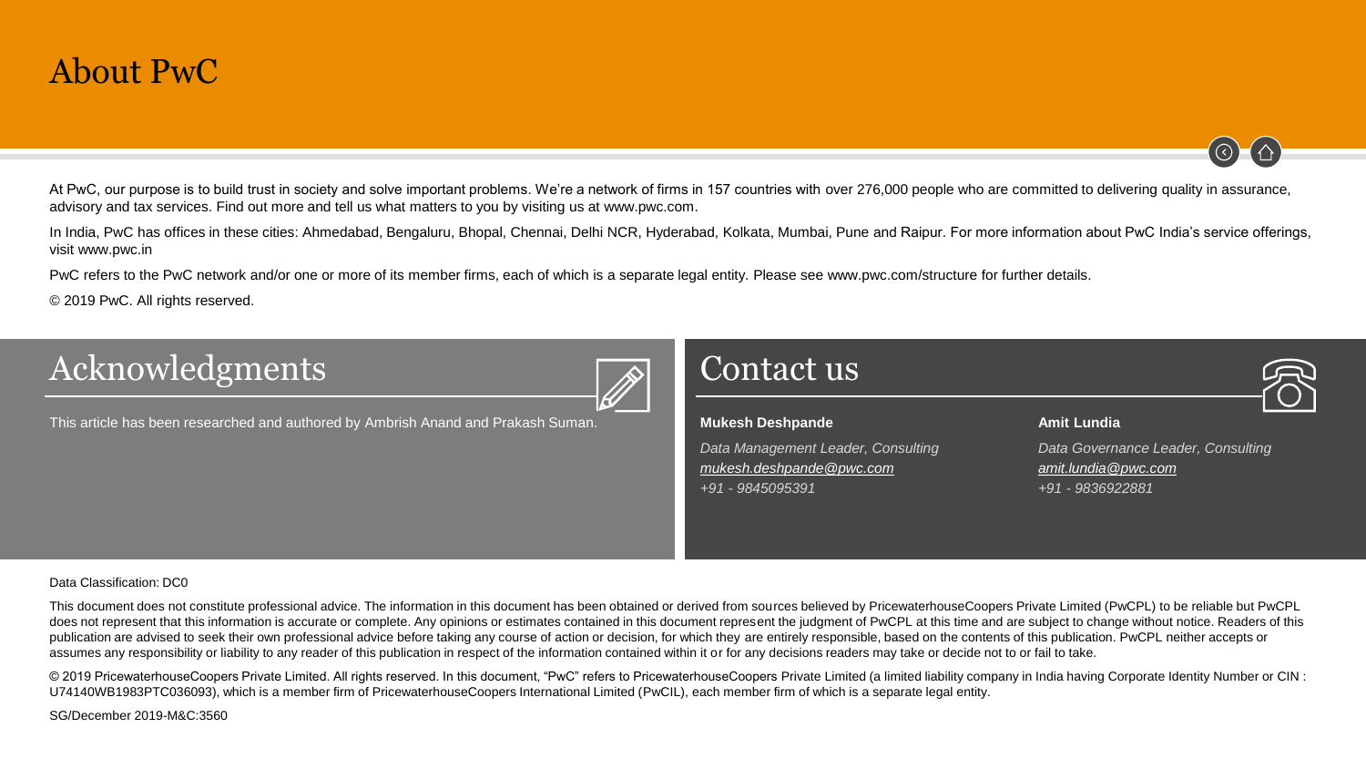# About PwC

At PwC, our purpose is to build trust in society and solve important problems. We're a network of firms in 157 countries with over 276,000 people who are committed to delivering quality in assurance, advisory and tax services. Find out more and tell us what matters to you by visiting us at www.pwc.com.

In India, PwC has offices in these cities: Ahmedabad, Bengaluru, Bhopal, Chennai, Delhi NCR, Hyderabad, Kolkata, Mumbai, Pune and Raipur. For more information about PwC India's service offerings, visit www.pwc.in

PwC refers to the PwC network and/or one or more of its member firms, each of which is a separate legal entity. Please see www.pwc.com/structure for further details.

© 2019 PwC. All rights reserved.

## Acknowledgments

This article has been researched and authored by Ambrish Anand and Prakash Suman.

## Contact us

**Mukesh Deshpande**

*Data Management Leader, Consulting*
*mukesh.deshpande@pwc.com*
*+91 - 9845095391*

**Amit Lundia**

*Data Governance Leader, Consulting*
*amit.lundia@pwc.com*
*+91 - 9836922881*

Data Classification: DC0

This document does not constitute professional advice. The information in this document has been obtained or derived from sources believed by PricewaterhouseCoopers Private Limited (PwCPL) to be reliable but PwCPL does not represent that this information is accurate or complete. Any opinions or estimates contained in this document represent the judgment of PwCPL at this time and are subject to change without notice. Readers of this publication are advised to seek their own professional advice before taking any course of action or decision, for which they are entirely responsible, based on the contents of this publication. PwCPL neither accepts or assumes any responsibility or liability to any reader of this publication in respect of the information contained within it or for any decisions readers may take or decide not to or fail to take.

© 2019 PricewaterhouseCoopers Private Limited. All rights reserved. In this document, "PwC" refers to PricewaterhouseCoopers Private Limited (a limited liability company in India having Corporate Identity Number or CIN : U74140WB1983PTC036093), which is a member firm of PricewaterhouseCoopers International Limited (PwCIL), each member firm of which is a separate legal entity.

SG/December 2019-M&C:3560